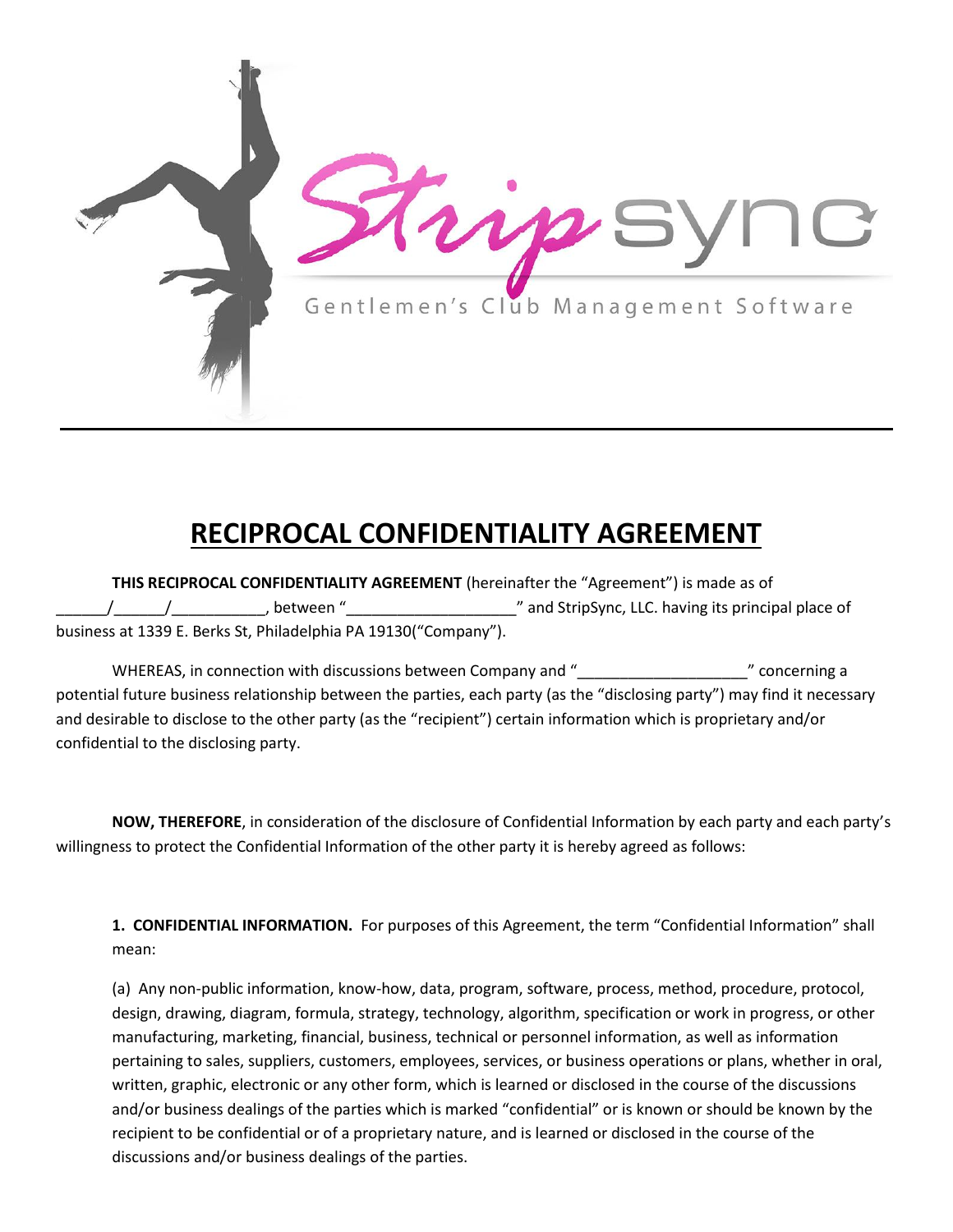StripSync

Gentlemen's Club Management Software

# RECIPROCAL CONFIDENTIALITY AGREEMENT

**THIS RECIPROCAL CONFIDENTIALITY AGREEMENT** (hereinafter the "Agreement") is made as of ______/______/___________, between "____________________" and StripSync, LLC. having its principal place of business at 1339 E. Berks St, Philadelphia PA 19130("Company").

WHEREAS, in connection with discussions between Company and "____________________" concerning a potential future business relationship between the parties, each party (as the "disclosing party") may find it necessary and desirable to disclose to the other party (as the "recipient") certain information which is proprietary and/or confidential to the disclosing party.

**NOW, THEREFORE**, in consideration of the disclosure of Confidential Information by each party and each party's willingness to protect the Confidential Information of the other party it is hereby agreed as follows:

**1. CONFIDENTIAL INFORMATION.** For purposes of this Agreement, the term "Confidential Information" shall mean:

(a) Any non-public information, know-how, data, program, software, process, method, procedure, protocol, design, drawing, diagram, formula, strategy, technology, algorithm, specification or work in progress, or other manufacturing, marketing, financial, business, technical or personnel information, as well as information pertaining to sales, suppliers, customers, employees, services, or business operations or plans, whether in oral, written, graphic, electronic or any other form, which is learned or disclosed in the course of the discussions and/or business dealings of the parties which is marked "confidential" or is known or should be known by the recipient to be confidential or of a proprietary nature, and is learned or disclosed in the course of the discussions and/or business dealings of the parties.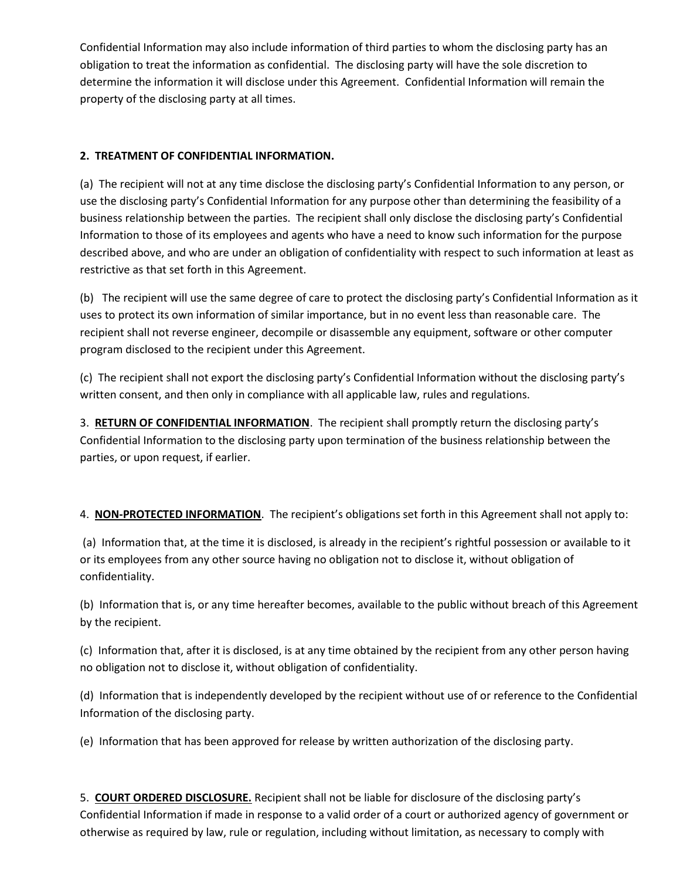Confidential Information may also include information of third parties to whom the disclosing party has an obligation to treat the information as confidential. The disclosing party will have the sole discretion to determine the information it will disclose under this Agreement. Confidential Information will remain the property of the disclosing party at all times.

**2. TREATMENT OF CONFIDENTIAL INFORMATION.**

(a) The recipient will not at any time disclose the disclosing party's Confidential Information to any person, or use the disclosing party's Confidential Information for any purpose other than determining the feasibility of a business relationship between the parties. The recipient shall only disclose the disclosing party's Confidential Information to those of its employees and agents who have a need to know such information for the purpose described above, and who are under an obligation of confidentiality with respect to such information at least as restrictive as that set forth in this Agreement.

(b) The recipient will use the same degree of care to protect the disclosing party's Confidential Information as it uses to protect its own information of similar importance, but in no event less than reasonable care. The recipient shall not reverse engineer, decompile or disassemble any equipment, software or other computer program disclosed to the recipient under this Agreement.

(c) The recipient shall not export the disclosing party's Confidential Information without the disclosing party's written consent, and then only in compliance with all applicable law, rules and regulations.

3. **RETURN OF CONFIDENTIAL INFORMATION**. The recipient shall promptly return the disclosing party's Confidential Information to the disclosing party upon termination of the business relationship between the parties, or upon request, if earlier.

4. **NON-PROTECTED INFORMATION**. The recipient's obligations set forth in this Agreement shall not apply to:

(a) Information that, at the time it is disclosed, is already in the recipient's rightful possession or available to it or its employees from any other source having no obligation not to disclose it, without obligation of confidentiality.

(b) Information that is, or any time hereafter becomes, available to the public without breach of this Agreement by the recipient.

(c) Information that, after it is disclosed, is at any time obtained by the recipient from any other person having no obligation not to disclose it, without obligation of confidentiality.

(d) Information that is independently developed by the recipient without use of or reference to the Confidential Information of the disclosing party.

(e) Information that has been approved for release by written authorization of the disclosing party.

5. **COURT ORDERED DISCLOSURE.** Recipient shall not be liable for disclosure of the disclosing party's Confidential Information if made in response to a valid order of a court or authorized agency of government or otherwise as required by law, rule or regulation, including without limitation, as necessary to comply with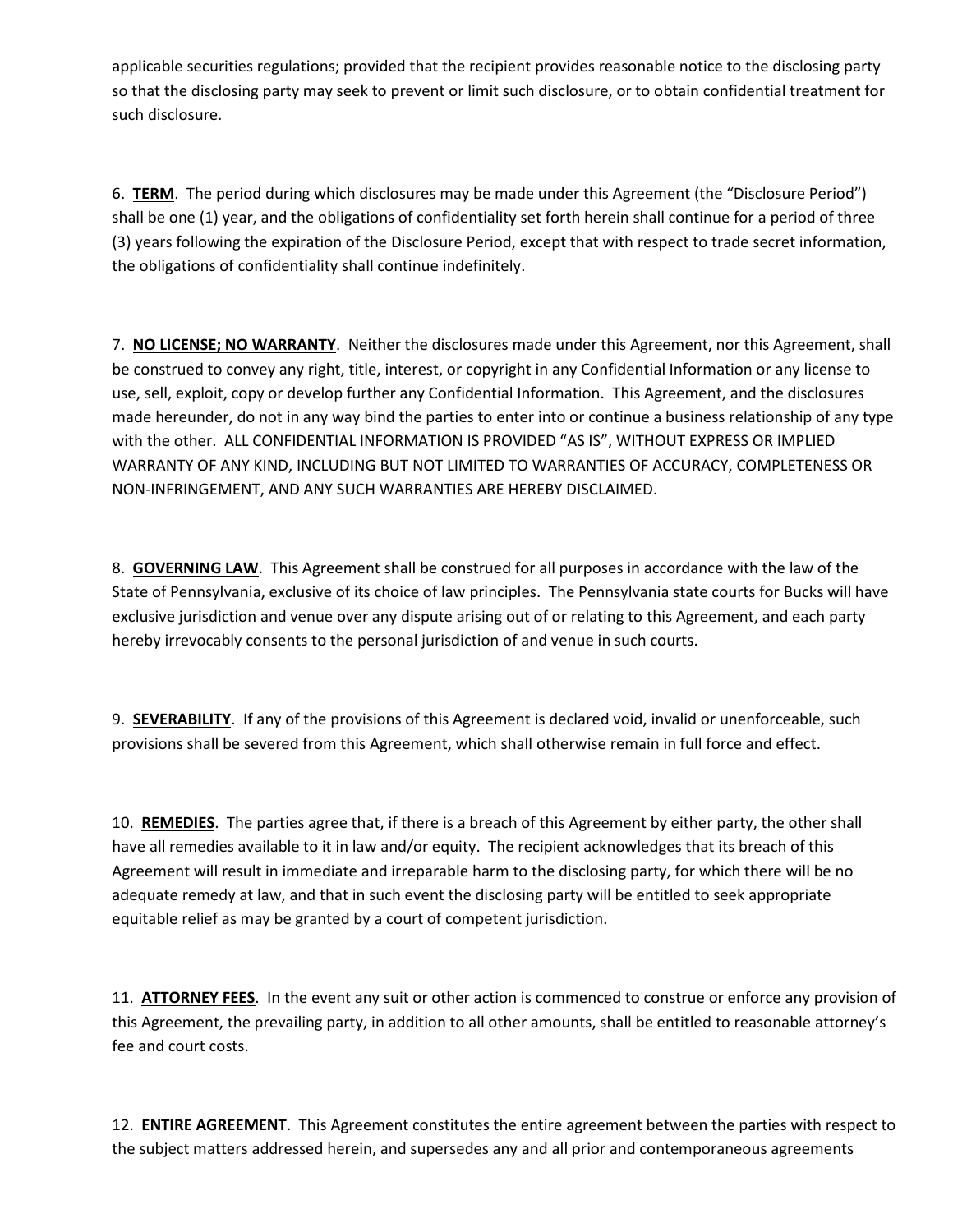applicable securities regulations; provided that the recipient provides reasonable notice to the disclosing party so that the disclosing party may seek to prevent or limit such disclosure, or to obtain confidential treatment for such disclosure.

6. **<u>TERM</u>**. The period during which disclosures may be made under this Agreement (the "Disclosure Period") shall be one (1) year, and the obligations of confidentiality set forth herein shall continue for a period of three (3) years following the expiration of the Disclosure Period, except that with respect to trade secret information, the obligations of confidentiality shall continue indefinitely.

7. **<u>NO LICENSE; NO WARRANTY</u>**. Neither the disclosures made under this Agreement, nor this Agreement, shall be construed to convey any right, title, interest, or copyright in any Confidential Information or any license to use, sell, exploit, copy or develop further any Confidential Information. This Agreement, and the disclosures made hereunder, do not in any way bind the parties to enter into or continue a business relationship of any type with the other. ALL CONFIDENTIAL INFORMATION IS PROVIDED "AS IS", WITHOUT EXPRESS OR IMPLIED WARRANTY OF ANY KIND, INCLUDING BUT NOT LIMITED TO WARRANTIES OF ACCURACY, COMPLETENESS OR NON-INFRINGEMENT, AND ANY SUCH WARRANTIES ARE HEREBY DISCLAIMED.

8. **<u>GOVERNING LAW</u>**. This Agreement shall be construed for all purposes in accordance with the law of the State of Pennsylvania, exclusive of its choice of law principles. The Pennsylvania state courts for Bucks will have exclusive jurisdiction and venue over any dispute arising out of or relating to this Agreement, and each party hereby irrevocably consents to the personal jurisdiction of and venue in such courts.

9. **<u>SEVERABILITY</u>**. If any of the provisions of this Agreement is declared void, invalid or unenforceable, such provisions shall be severed from this Agreement, which shall otherwise remain in full force and effect.

10. **<u>REMEDIES</u>**. The parties agree that, if there is a breach of this Agreement by either party, the other shall have all remedies available to it in law and/or equity. The recipient acknowledges that its breach of this Agreement will result in immediate and irreparable harm to the disclosing party, for which there will be no adequate remedy at law, and that in such event the disclosing party will be entitled to seek appropriate equitable relief as may be granted by a court of competent jurisdiction.

11. **<u>ATTORNEY FEES</u>**. In the event any suit or other action is commenced to construe or enforce any provision of this Agreement, the prevailing party, in addition to all other amounts, shall be entitled to reasonable attorney's fee and court costs.

12. **<u>ENTIRE AGREEMENT</u>**. This Agreement constitutes the entire agreement between the parties with respect to the subject matters addressed herein, and supersedes any and all prior and contemporaneous agreements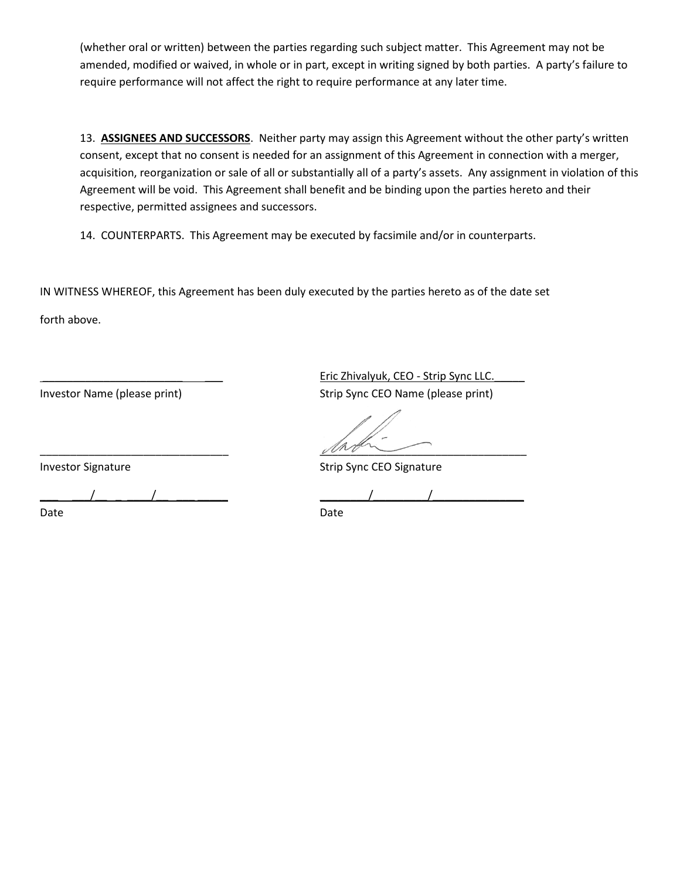(whether oral or written) between the parties regarding such subject matter. This Agreement may not be amended, modified or waived, in whole or in part, except in writing signed by both parties. A party's failure to require performance will not affect the right to require performance at any later time.

13. **ASSIGNEES AND SUCCESSORS**. Neither party may assign this Agreement without the other party's written consent, except that no consent is needed for an assignment of this Agreement in connection with a merger, acquisition, reorganization or sale of all or substantially all of a party's assets. Any assignment in violation of this Agreement will be void. This Agreement shall benefit and be binding upon the parties hereto and their respective, permitted assignees and successors.

14. COUNTERPARTS. This Agreement may be executed by facsimile and/or in counterparts.

IN WITNESS WHEREOF, this Agreement has been duly executed by the parties hereto as of the date set forth above.

| | |
|---|---|
| ______________________________ | Eric Zhivalyuk, CEO - Strip Sync LLC. |
| Investor Name (please print) | Strip Sync CEO Name (please print) |
| ______________________________ | ______________________________ |
| Investor Signature | Strip Sync CEO Signature |
| ______/______/______ | ______/______/______ |
| Date | Date |